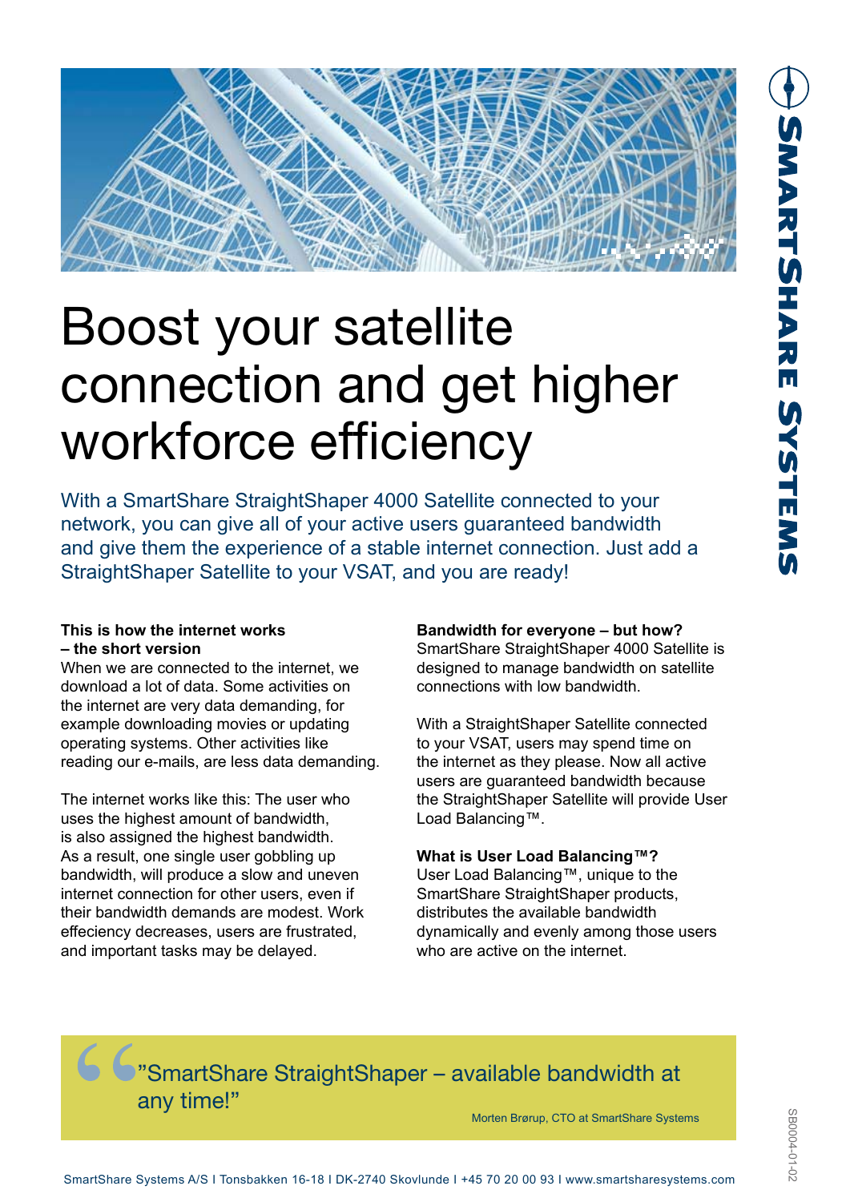# Boost your satellite connection and get higher workforce efficiency

With a SmartShare StraightShaper 4000 Satellite connected to your network, you can give all of your active users guaranteed bandwidth and give them the experience of a stable internet connection. Just add a StraightShaper Satellite to your VSAT, and you are ready!

**This is how the internet works – the short version**

When we are connected to the internet, we download a lot of data. Some activities on the internet are very data demanding, for example downloading movies or updating operating systems. Other activities like reading our e-mails, are less data demanding.

The internet works like this: The user who uses the highest amount of bandwidth, is also assigned the highest bandwidth. As a result, one single user gobbling up bandwidth, will produce a slow and uneven internet connection for other users, even if their bandwidth demands are modest. Work effeciency decreases, users are frustrated, and important tasks may be delayed.

**Bandwidth for everyone – but how?**

SmartShare StraightShaper 4000 Satellite is designed to manage bandwidth on satellite connections with low bandwidth.

With a StraightShaper Satellite connected to your VSAT, users may spend time on the internet as they please. Now all active users are guaranteed bandwidth because the StraightShaper Satellite will provide User Load Balancing™.

**What is User Load Balancing™?**

User Load Balancing™, unique to the SmartShare StraightShaper products, distributes the available bandwidth dynamically and evenly among those users who are active on the internet.

> "SmartShare StraightShaper – available bandwidth at any time!"
>
> Morten Brørup, CTO at SmartShare Systems

SmartShare Systems A/S I Tonsbakken 16-18 I DK-2740 Skovlunde I +45 70 20 00 93 I www.smartsharesystems.com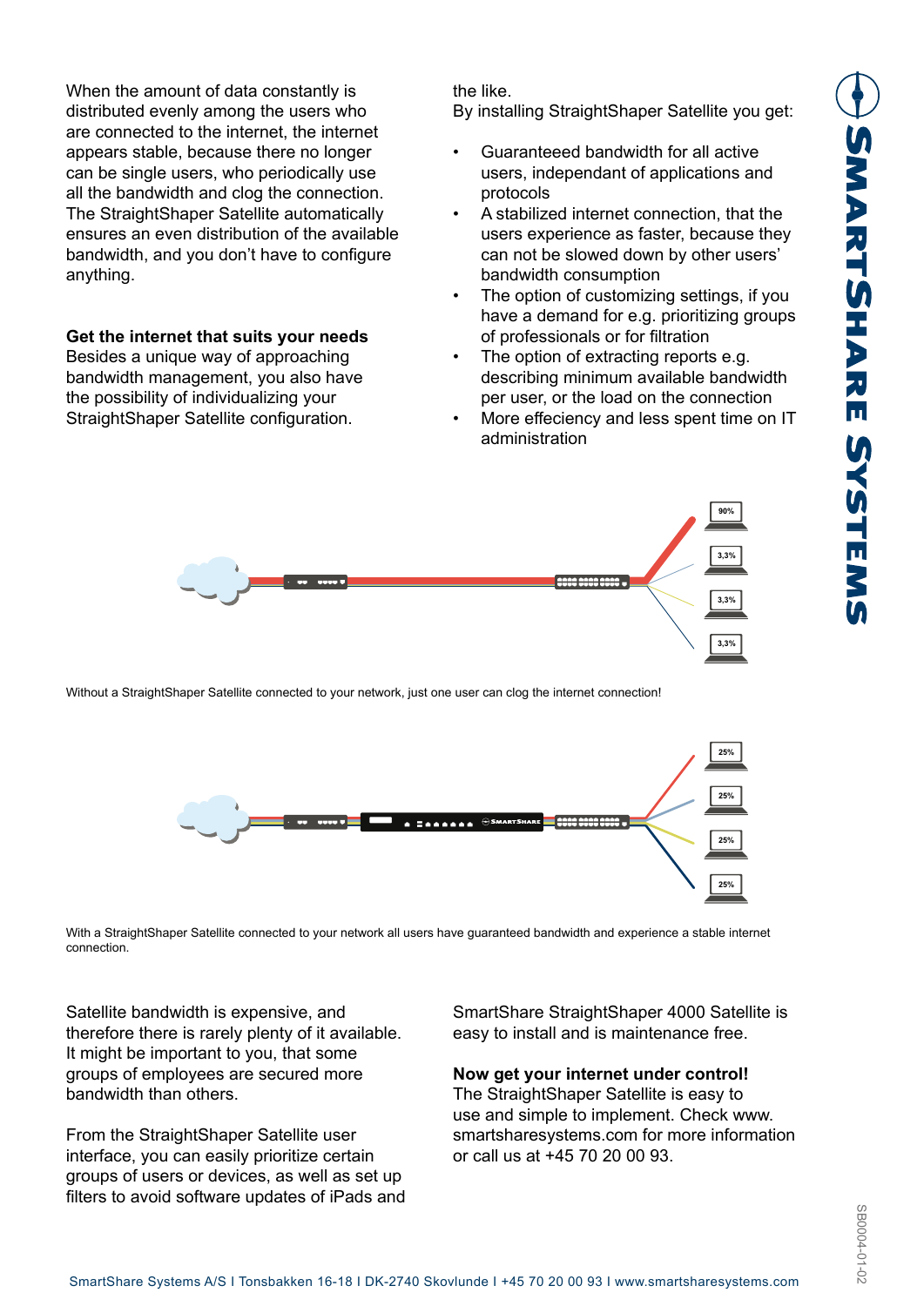When the amount of data constantly is distributed evenly among the users who are connected to the internet, the internet appears stable, because there no longer can be single users, who periodically use all the bandwidth and clog the connection. The StraightShaper Satellite automatically ensures an even distribution of the available bandwidth, and you don't have to configure anything.

**Get the internet that suits your needs**

Besides a unique way of approaching bandwidth management, you also have the possibility of individualizing your StraightShaper Satellite configuration.

the like.

By installing StraightShaper Satellite you get:

- Guaranteeed bandwidth for all active users, independant of applications and protocols
- A stabilized internet connection, that the users experience as faster, because they can not be slowed down by other users' bandwidth consumption
- The option of customizing settings, if you have a demand for e.g. prioritizing groups of professionals or for filtration
- The option of extracting reports e.g. describing minimum available bandwidth per user, or the load on the connection
- More effeciency and less spent time on IT administration

90%

3,3%

3,3%

3,3%

Without a StraightShaper Satellite connected to your network, just one user can clog the internet connection!

SMARTSHARE

25%

25%

25%

25%

With a StraightShaper Satellite connected to your network all users have guaranteed bandwidth and experience a stable internet connection.

Satellite bandwidth is expensive, and therefore there is rarely plenty of it available. It might be important to you, that some groups of employees are secured more bandwidth than others.

From the StraightShaper Satellite user interface, you can easily prioritize certain groups of users or devices, as well as set up filters to avoid software updates of iPads and

SmartShare StraightShaper 4000 Satellite is easy to install and is maintenance free.

**Now get your internet under control!**

The StraightShaper Satellite is easy to use and simple to implement. Check www.smartsharesystems.com for more information or call us at +45 70 20 00 93.

SMARTSHARE SYSTEMS

SB0004-01-02

SmartShare Systems A/S I Tonsbakken 16-18 I DK-2740 Skovlunde I +45 70 20 00 93 I www.smartsharesystems.com